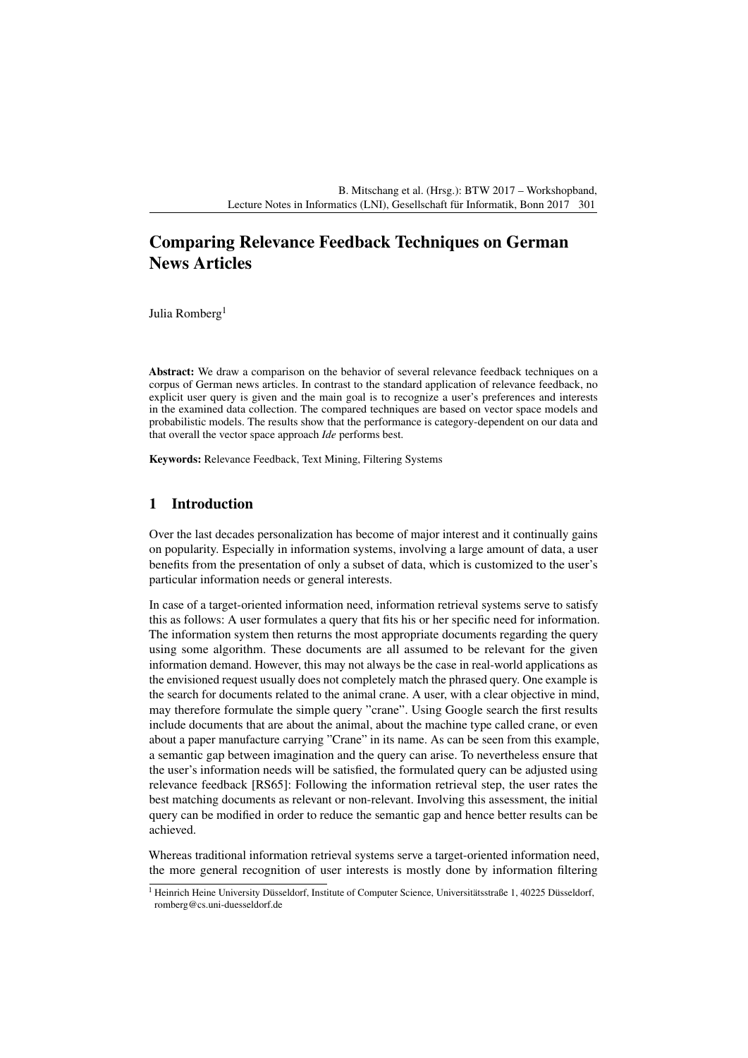# Comparing Relevance Feedback Techniques on German News Articles

Julia Romberg[1]

**Abstract:** We draw a comparison on the behavior of several relevance feedback techniques on a corpus of German news articles. In contrast to the standard application of relevance feedback, no explicit user query is given and the main goal is to recognize a user's preferences and interests in the examined data collection. The compared techniques are based on vector space models and probabilistic models. The results show that the performance is category-dependent on our data and that overall the vector space approach *Ide* performs best.

**Keywords:** Relevance Feedback, Text Mining, Filtering Systems

## 1 Introduction

Over the last decades personalization has become of major interest and it continually gains on popularity. Especially in information systems, involving a large amount of data, a user benefits from the presentation of only a subset of data, which is customized to the user's particular information needs or general interests.

In case of a target-oriented information need, information retrieval systems serve to satisfy this as follows: A user formulates a query that fits his or her specific need for information. The information system then returns the most appropriate documents regarding the query using some algorithm. These documents are all assumed to be relevant for the given information demand. However, this may not always be the case in real-world applications as the envisioned request usually does not completely match the phrased query. One example is the search for documents related to the animal crane. A user, with a clear objective in mind, may therefore formulate the simple query "crane". Using Google search the first results include documents that are about the animal, about the machine type called crane, or even about a paper manufacture carrying "Crane" in its name. As can be seen from this example, a semantic gap between imagination and the query can arise. To nevertheless ensure that the user's information needs will be satisfied, the formulated query can be adjusted using relevance feedback [RS65]: Following the information retrieval step, the user rates the best matching documents as relevant or non-relevant. Involving this assessment, the initial query can be modified in order to reduce the semantic gap and hence better results can be achieved.

Whereas traditional information retrieval systems serve a target-oriented information need, the more general recognition of user interests is mostly done by information filtering

[1] Heinrich Heine University Düsseldorf, Institute of Computer Science, Universitätsstraße 1, 40225 Düsseldorf, romberg@cs.uni-duesseldorf.de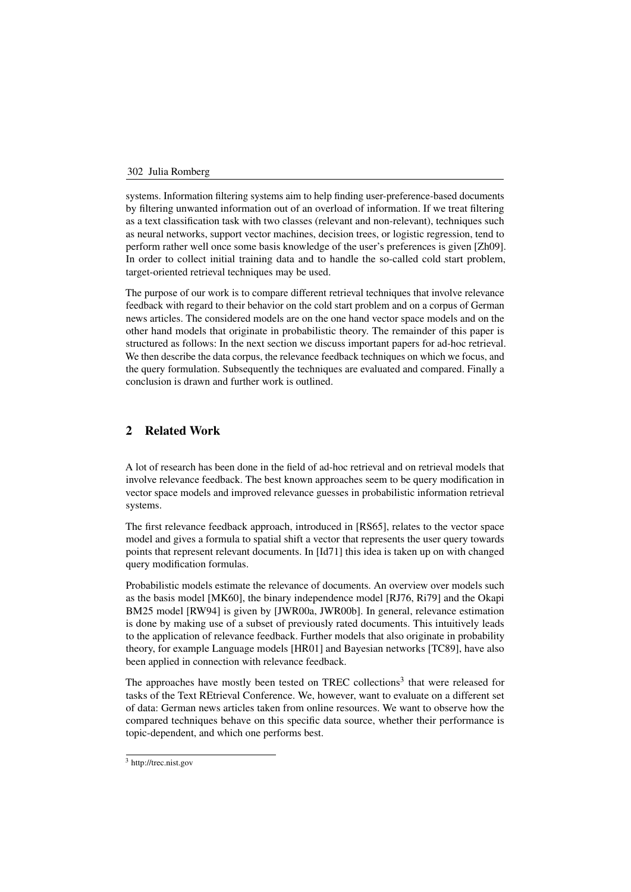systems. Information filtering systems aim to help finding user-preference-based documents by filtering unwanted information out of an overload of information. If we treat filtering as a text classification task with two classes (relevant and non-relevant), techniques such as neural networks, support vector machines, decision trees, or logistic regression, tend to perform rather well once some basis knowledge of the user's preferences is given [Zh09]. In order to collect initial training data and to handle the so-called cold start problem, target-oriented retrieval techniques may be used.

The purpose of our work is to compare different retrieval techniques that involve relevance feedback with regard to their behavior on the cold start problem and on a corpus of German news articles. The considered models are on the one hand vector space models and on the other hand models that originate in probabilistic theory. The remainder of this paper is structured as follows: In the next section we discuss important papers for ad-hoc retrieval. We then describe the data corpus, the relevance feedback techniques on which we focus, and the query formulation. Subsequently the techniques are evaluated and compared. Finally a conclusion is drawn and further work is outlined.

## 2 Related Work

A lot of research has been done in the field of ad-hoc retrieval and on retrieval models that involve relevance feedback. The best known approaches seem to be query modification in vector space models and improved relevance guesses in probabilistic information retrieval systems.

The first relevance feedback approach, introduced in [RS65], relates to the vector space model and gives a formula to spatial shift a vector that represents the user query towards points that represent relevant documents. In [Id71] this idea is taken up on with changed query modification formulas.

Probabilistic models estimate the relevance of documents. An overview over models such as the basis model [MK60], the binary independence model [RJ76, Ri79] and the Okapi BM25 model [RW94] is given by [JWR00a, JWR00b]. In general, relevance estimation is done by making use of a subset of previously rated documents. This intuitively leads to the application of relevance feedback. Further models that also originate in probability theory, for example Language models [HR01] and Bayesian networks [TC89], have also been applied in connection with relevance feedback.

The approaches have mostly been tested on TREC collections[3] that were released for tasks of the Text REtrieval Conference. We, however, want to evaluate on a different set of data: German news articles taken from online resources. We want to observe how the compared techniques behave on this specific data source, whether their performance is topic-dependent, and which one performs best.

[3] http://trec.nist.gov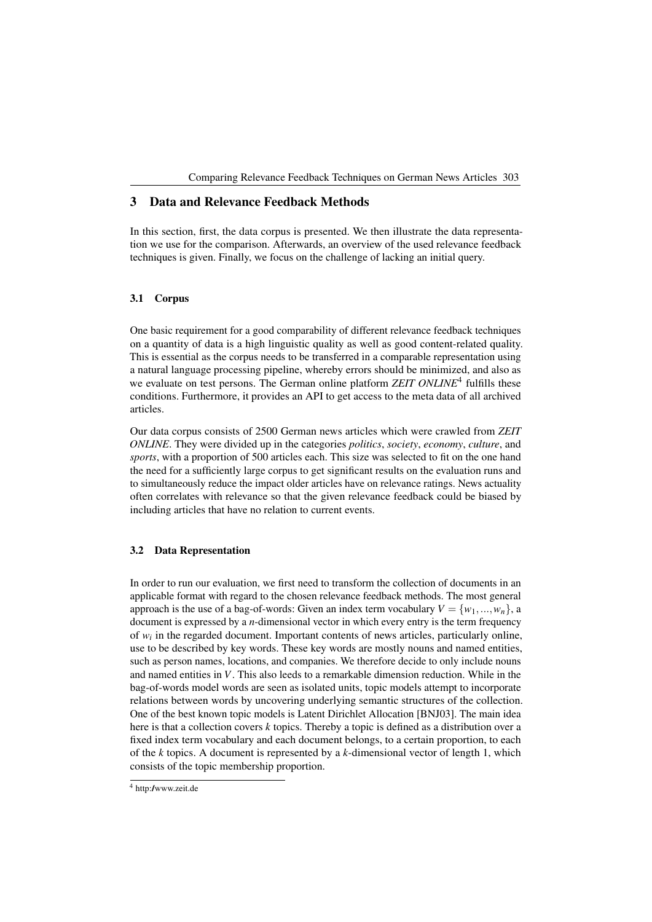## 3 Data and Relevance Feedback Methods

In this section, first, the data corpus is presented. We then illustrate the data representation we use for the comparison. Afterwards, an overview of the used relevance feedback techniques is given. Finally, we focus on the challenge of lacking an initial query.

### 3.1 Corpus

One basic requirement for a good comparability of different relevance feedback techniques on a quantity of data is a high linguistic quality as well as good content-related quality. This is essential as the corpus needs to be transferred in a comparable representation using a natural language processing pipeline, whereby errors should be minimized, and also as we evaluate on test persons. The German online platform *ZEIT ONLINE*[4] fulfills these conditions. Furthermore, it provides an API to get access to the meta data of all archived articles.

Our data corpus consists of 2500 German news articles which were crawled from *ZEIT ONLINE*. They were divided up in the categories *politics*, *society*, *economy*, *culture*, and *sports*, with a proportion of 500 articles each. This size was selected to fit on the one hand the need for a sufficiently large corpus to get significant results on the evaluation runs and to simultaneously reduce the impact older articles have on relevance ratings. News actuality often correlates with relevance so that the given relevance feedback could be biased by including articles that have no relation to current events.

### 3.2 Data Representation

In order to run our evaluation, we first need to transform the collection of documents in an applicable format with regard to the chosen relevance feedback methods. The most general approach is the use of a bag-of-words: Given an index term vocabulary $V = \{w_1, ..., w_n\}$, a document is expressed by a $n$-dimensional vector in which every entry is the term frequency of $w_i$ in the regarded document. Important contents of news articles, particularly online, use to be described by key words. These key words are mostly nouns and named entities, such as person names, locations, and companies. We therefore decide to only include nouns and named entities in $V$. This also leeds to a remarkable dimension reduction. While in the bag-of-words model words are seen as isolated units, topic models attempt to incorporate relations between words by uncovering underlying semantic structures of the collection. One of the best known topic models is Latent Dirichlet Allocation [BNJ03]. The main idea here is that a collection covers $k$ topics. Thereby a topic is defined as a distribution over a fixed index term vocabulary and each document belongs, to a certain proportion, to each of the $k$ topics. A document is represented by a $k$-dimensional vector of length 1, which consists of the topic membership proportion.

[4] http://www.zeit.de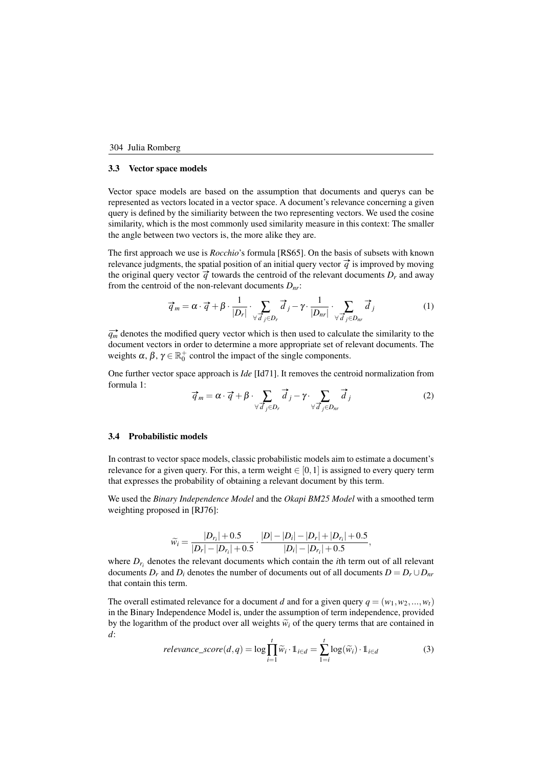### 3.3 Vector space models

Vector space models are based on the assumption that documents and querys can be represented as vectors located in a vector space. A document's relevance concerning a given query is defined by the similiarity between the two representing vectors. We used the cosine similarity, which is the most commonly used similarity measure in this context: The smaller the angle between two vectors is, the more alike they are.

The first approach we use is *Rocchio*'s formula [RS65]. On the basis of subsets with known relevance judgments, the spatial position of an initial query vector $\vec{q}$ is improved by moving the original query vector $\vec{q}$ towards the centroid of the relevant documents $D_r$ and away from the centroid of the non-relevant documents $D_{nr}$:

$$\vec{q}_m = \alpha \cdot \vec{q} + \beta \cdot \frac{1}{|D_r|} \cdot \sum_{\forall \vec{d}_j \in D_r} \vec{d}_j - \gamma \cdot \frac{1}{|D_{nr}|} \cdot \sum_{\forall \vec{d}_j \in D_{nr}} \vec{d}_j \tag{1}$$

$\vec{q_m}$ denotes the modified query vector which is then used to calculate the similarity to the document vectors in order to determine a more appropriate set of relevant documents. The weights $\alpha, \beta, \gamma \in \mathbb{R}_0^+$ control the impact of the single components.

One further vector space approach is *Ide* [Id71]. It removes the centroid normalization from formula 1:

$$\vec{q}_m = \alpha \cdot \vec{q} + \beta \cdot \sum_{\forall \vec{d}_j \in D_r} \vec{d}_j - \gamma \cdot \sum_{\forall \vec{d}_j \in D_{nr}} \vec{d}_j \tag{2}$$

### 3.4 Probabilistic models

In contrast to vector space models, classic probabilistic models aim to estimate a document's relevance for a given query. For this, a term weight $\in [0,1]$ is assigned to every query term that expresses the probability of obtaining a relevant document by this term.

We used the *Binary Independence Model* and the *Okapi BM25 Model* with a smoothed term weighting proposed in [RJ76]:

$$\widetilde{w}_i = \frac{|D_{r_i}| + 0.5}{|D_r| - |D_{r_i}| + 0.5} \cdot \frac{|D| - |D_i| - |D_r| + |D_{r_i}| + 0.5}{|D_i| - |D_{r_i}| + 0.5},$$

where $D_{r_i}$ denotes the relevant documents which contain the $i$th term out of all relevant documents $D_r$ and $D_i$ denotes the number of documents out of all documents $D = D_r \cup D_{nr}$ that contain this term.

The overall estimated relevance for a document $d$ and for a given query $q = (w_1, w_2, ..., w_t)$ in the Binary Independence Model is, under the assumption of term independence, provided by the logarithm of the product over all weights $\widetilde{w}_i$ of the query terms that are contained in $d$:

$$relevance\_score(d,q) = \log \prod_{i=1}^{t} \widetilde{w}_i \cdot \mathbb{1}_{i \in d} = \sum_{1=i}^{t} \log(\widetilde{w}_i) \cdot \mathbb{1}_{i \in d} \tag{3}$$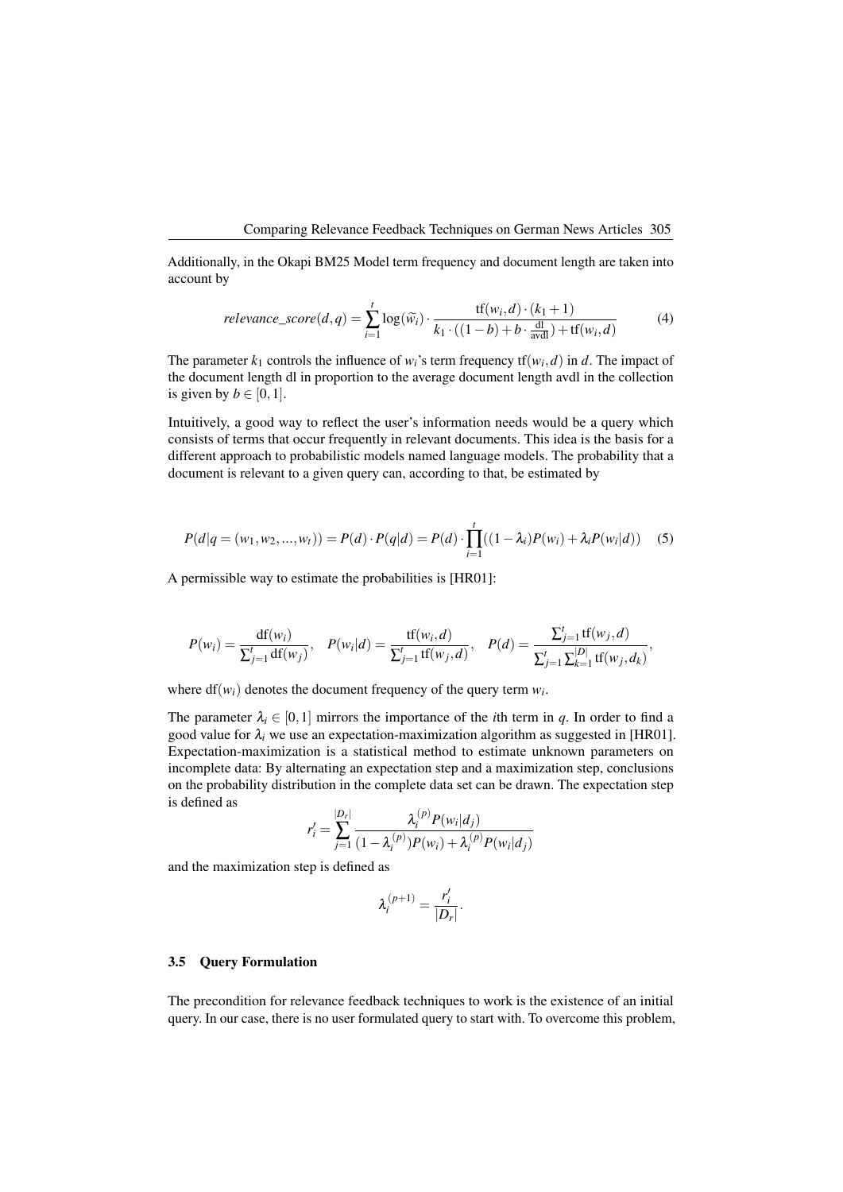Additionally, in the Okapi BM25 Model term frequency and document length are taken into account by

$$relevance\_score(d,q) = \sum_{i=1}^{t} \log(\widetilde{w}_i) \cdot \frac{\mathrm{tf}(w_i,d) \cdot (k_1+1)}{k_1 \cdot ((1-b) + b \cdot \frac{\mathrm{dl}}{\mathrm{avdl}}) + \mathrm{tf}(w_i,d)} \tag{4}$$

The parameter $k_1$ controls the influence of $w_i$'s term frequency $\mathrm{tf}(w_i,d)$ in $d$. The impact of the document length dl in proportion to the average document length avdl in the collection is given by $b \in [0,1]$.

Intuitively, a good way to reflect the user's information needs would be a query which consists of terms that occur frequently in relevant documents. This idea is the basis for a different approach to probabilistic models named language models. The probability that a document is relevant to a given query can, according to that, be estimated by

$$P(d|q = (w_1, w_2, ..., w_t)) = P(d) \cdot P(q|d) = P(d) \cdot \prod_{i=1}^{t} ((1-\lambda_i)P(w_i) + \lambda_i P(w_i|d)) \tag{5}$$

A permissible way to estimate the probabilities is [HR01]:

$$P(w_i) = \frac{\mathrm{df}(w_i)}{\sum_{j=1}^{t} \mathrm{df}(w_j)}, \quad P(w_i|d) = \frac{\mathrm{tf}(w_i,d)}{\sum_{j=1}^{t} \mathrm{tf}(w_j,d)}, \quad P(d) = \frac{\sum_{j=1}^{t} \mathrm{tf}(w_j,d)}{\sum_{j=1}^{t} \sum_{k=1}^{|D|} \mathrm{tf}(w_j,d_k)},$$

where $\mathrm{df}(w_i)$ denotes the document frequency of the query term $w_i$.

The parameter $\lambda_i \in [0,1]$ mirrors the importance of the $i$th term in $q$. In order to find a good value for $\lambda_i$ we use an expectation-maximization algorithm as suggested in [HR01]. Expectation-maximization is a statistical method to estimate unknown parameters on incomplete data: By alternating an expectation step and a maximization step, conclusions on the probability distribution in the complete data set can be drawn. The expectation step is defined as

$$r_i' = \sum_{j=1}^{|D_r|} \frac{\lambda_i^{(p)} P(w_i|d_j)}{(1-\lambda_i^{(p)})P(w_i) + \lambda_i^{(p)} P(w_i|d_j)}$$

and the maximization step is defined as

$$\lambda_i^{(p+1)} = \frac{r_i'}{|D_r|}.$$

### 3.5 Query Formulation

The precondition for relevance feedback techniques to work is the existence of an initial query. In our case, there is no user formulated query to start with. To overcome this problem,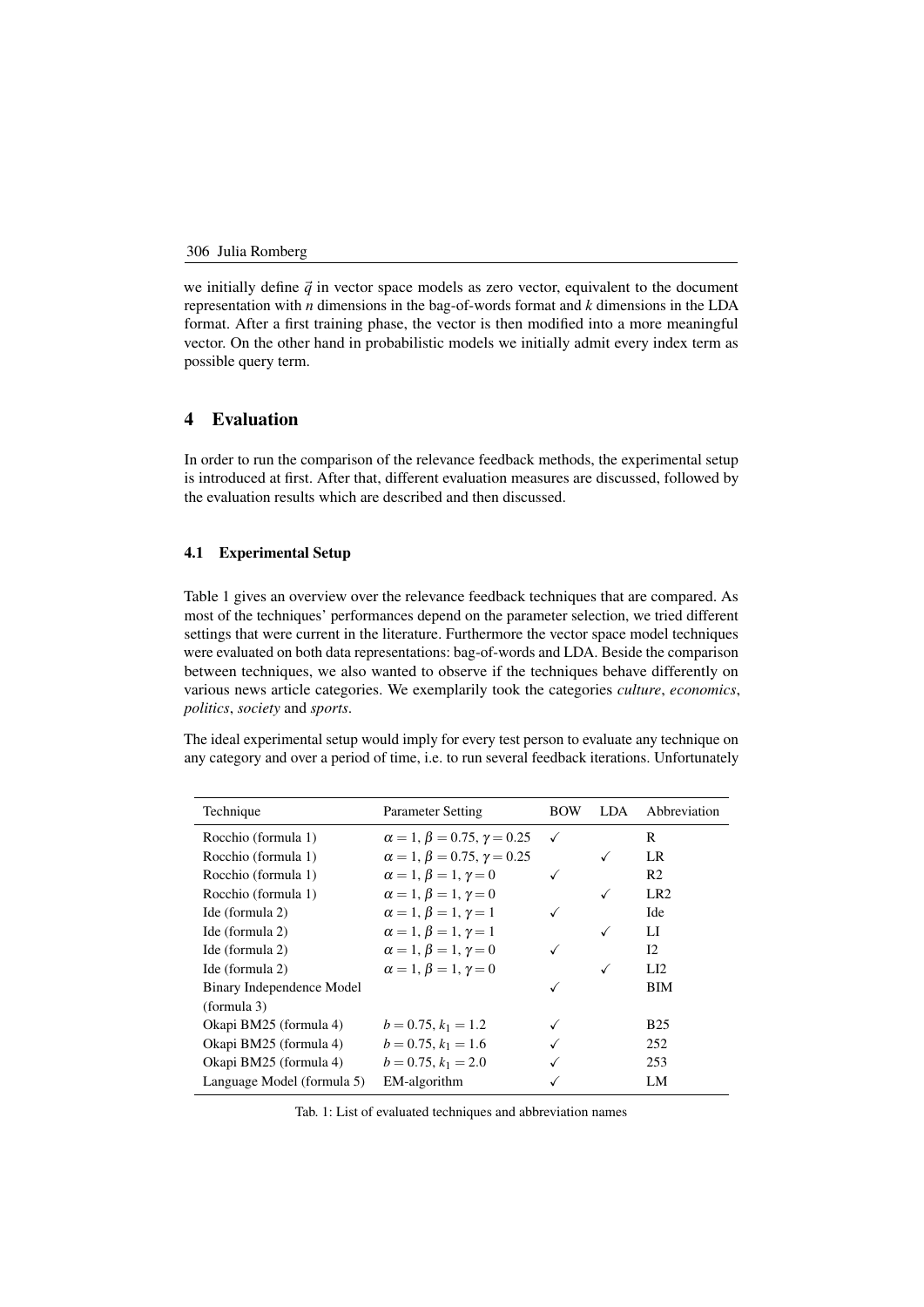we initially define $\vec{q}$ in vector space models as zero vector, equivalent to the document representation with $n$ dimensions in the bag-of-words format and $k$ dimensions in the LDA format. After a first training phase, the vector is then modified into a more meaningful vector. On the other hand in probabilistic models we initially admit every index term as possible query term.

## 4 Evaluation

In order to run the comparison of the relevance feedback methods, the experimental setup is introduced at first. After that, different evaluation measures are discussed, followed by the evaluation results which are described and then discussed.

### 4.1 Experimental Setup

Table 1 gives an overview over the relevance feedback techniques that are compared. As most of the techniques' performances depend on the parameter selection, we tried different settings that were current in the literature. Furthermore the vector space model techniques were evaluated on both data representations: bag-of-words and LDA. Beside the comparison between techniques, we also wanted to observe if the techniques behave differently on various news article categories. We exemplarily took the categories *culture*, *economics*, *politics*, *society* and *sports*.

The ideal experimental setup would imply for every test person to evaluate any technique on any category and over a period of time, i.e. to run several feedback iterations. Unfortunately

| Technique | Parameter Setting | BOW | LDA | Abbreviation |
|---|---|---|---|---|
| Rocchio (formula 1) | $\alpha = 1, \beta = 0.75, \gamma = 0.25$ | ✓ | | R |
| Rocchio (formula 1) | $\alpha = 1, \beta = 0.75, \gamma = 0.25$ | | ✓ | LR |
| Rocchio (formula 1) | $\alpha = 1, \beta = 1, \gamma = 0$ | ✓ | | R2 |
| Rocchio (formula 1) | $\alpha = 1, \beta = 1, \gamma = 0$ | | ✓ | LR2 |
| Ide (formula 2) | $\alpha = 1, \beta = 1, \gamma = 1$ | ✓ | | Ide |
| Ide (formula 2) | $\alpha = 1, \beta = 1, \gamma = 1$ | | ✓ | LI |
| Ide (formula 2) | $\alpha = 1, \beta = 1, \gamma = 0$ | ✓ | | I2 |
| Ide (formula 2) | $\alpha = 1, \beta = 1, \gamma = 0$ | | ✓ | LI2 |
| Binary Independence Model (formula 3) | | ✓ | | BIM |
| Okapi BM25 (formula 4) | $b = 0.75, k_1 = 1.2$ | ✓ | | B25 |
| Okapi BM25 (formula 4) | $b = 0.75, k_1 = 1.6$ | ✓ | | 252 |
| Okapi BM25 (formula 4) | $b = 0.75, k_1 = 2.0$ | ✓ | | 253 |
| Language Model (formula 5) | EM-algorithm | ✓ | | LM |

Tab. 1: List of evaluated techniques and abbreviation names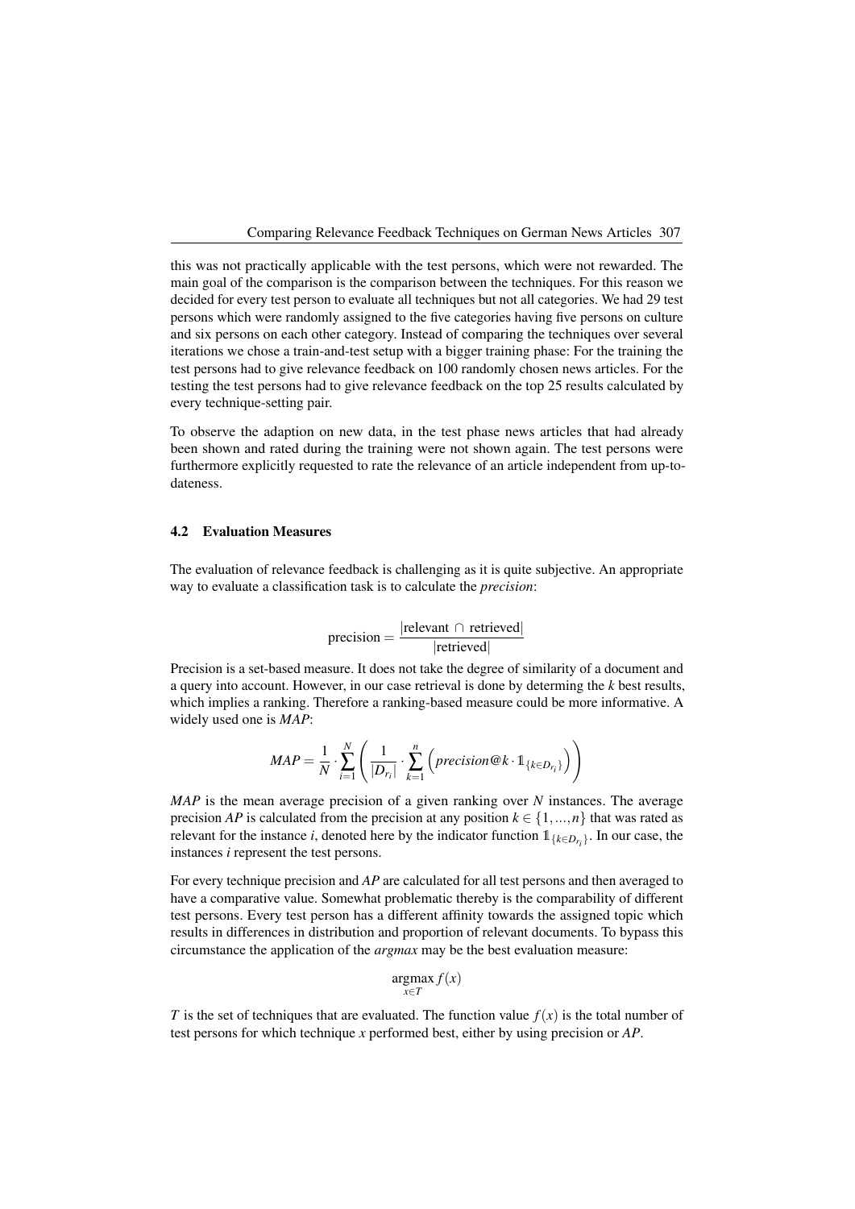this was not practically applicable with the test persons, which were not rewarded. The main goal of the comparison is the comparison between the techniques. For this reason we decided for every test person to evaluate all techniques but not all categories. We had 29 test persons which were randomly assigned to the five categories having five persons on culture and six persons on each other category. Instead of comparing the techniques over several iterations we chose a train-and-test setup with a bigger training phase: For the training the test persons had to give relevance feedback on 100 randomly chosen news articles. For the testing the test persons had to give relevance feedback on the top 25 results calculated by every technique-setting pair.

To observe the adaption on new data, in the test phase news articles that had already been shown and rated during the training were not shown again. The test persons were furthermore explicitly requested to rate the relevance of an article independent from up-to-dateness.

### 4.2 Evaluation Measures

The evaluation of relevance feedback is challenging as it is quite subjective. An appropriate way to evaluate a classification task is to calculate the *precision*:

$$\text{precision} = \frac{|\text{relevant} \cap \text{retrieved}|}{|\text{retrieved}|}$$

Precision is a set-based measure. It does not take the degree of similarity of a document and a query into account. However, in our case retrieval is done by determing the $k$ best results, which implies a ranking. Therefore a ranking-based measure could be more informative. A widely used one is *MAP*:

$$MAP = \frac{1}{N} \cdot \sum_{i=1}^{N} \left( \frac{1}{|D_{r_i}|} \cdot \sum_{k=1}^{n} \left( precision@k \cdot \mathbb{1}_{\{k \in D_{r_i}\}} \right) \right)$$

*MAP* is the mean average precision of a given ranking over $N$ instances. The average precision *AP* is calculated from the precision at any position $k \in \{1, \ldots, n\}$ that was rated as relevant for the instance $i$, denoted here by the indicator function $\mathbb{1}_{\{k \in D_{r_i}\}}$. In our case, the instances $i$ represent the test persons.

For every technique precision and *AP* are calculated for all test persons and then averaged to have a comparative value. Somewhat problematic thereby is the comparability of different test persons. Every test person has a different affinity towards the assigned topic which results in differences in distribution and proportion of relevant documents. To bypass this circumstance the application of the *argmax* may be the best evaluation measure:

$$\underset{x \in T}{\operatorname{argmax}} f(x)$$

$T$ is the set of techniques that are evaluated. The function value $f(x)$ is the total number of test persons for which technique $x$ performed best, either by using precision or *AP*.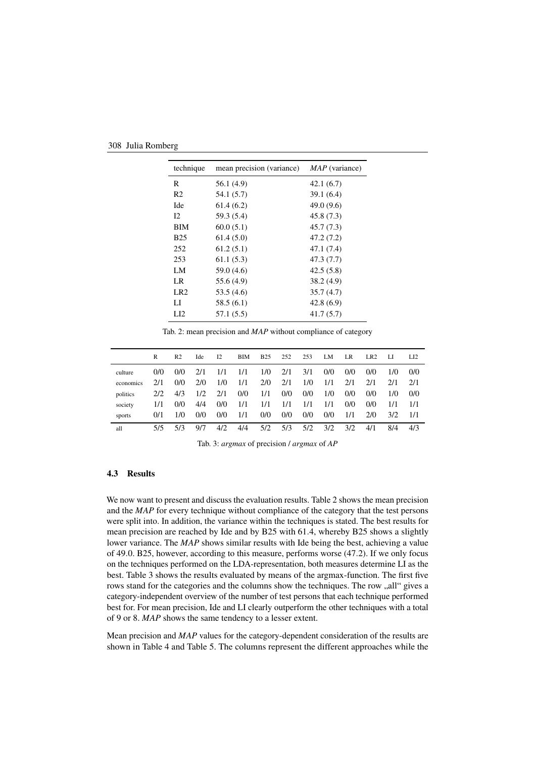| technique | mean precision (variance) | *MAP* (variance) |
|---|---|---|
| R | 56.1 (4.9) | 42.1 (6.7) |
| R2 | 54.1 (5.7) | 39.1 (6.4) |
| Ide | 61.4 (6.2) | 49.0 (9.6) |
| I2 | 59.3 (5.4) | 45.8 (7.3) |
| BIM | 60.0 (5.1) | 45.7 (7.3) |
| B25 | 61.4 (5.0) | 47.2 (7.2) |
| 252 | 61.2 (5.1) | 47.1 (7.4) |
| 253 | 61.1 (5.3) | 47.3 (7.7) |
| LM | 59.0 (4.6) | 42.5 (5.8) |
| LR | 55.6 (4.9) | 38.2 (4.9) |
| LR2 | 53.5 (4.6) | 35.7 (4.7) |
| LI | 58.5 (6.1) | 42.8 (6.9) |
| LI2 | 57.1 (5.5) | 41.7 (5.7) |

Tab. 2: mean precision and *MAP* without compliance of category

| | R | R2 | Ide | I2 | BIM | B25 | 252 | 253 | LM | LR | LR2 | LI | LI2 |
|---|---|---|---|---|---|---|---|---|---|---|---|---|---|
| culture | 0/0 | 0/0 | 2/1 | 1/1 | 1/1 | 1/0 | 2/1 | 3/1 | 0/0 | 0/0 | 0/0 | 1/0 | 0/0 |
| economics | 2/1 | 0/0 | 2/0 | 1/0 | 1/1 | 2/0 | 2/1 | 1/0 | 1/1 | 2/1 | 2/1 | 2/1 | 2/1 |
| politics | 2/2 | 4/3 | 1/2 | 2/1 | 0/0 | 1/1 | 0/0 | 0/0 | 1/0 | 0/0 | 0/0 | 1/0 | 0/0 |
| society | 1/1 | 0/0 | 4/4 | 0/0 | 1/1 | 1/1 | 1/1 | 1/1 | 1/1 | 0/0 | 0/0 | 1/1 | 1/1 |
| sports | 0/1 | 1/0 | 0/0 | 0/0 | 1/1 | 0/0 | 0/0 | 0/0 | 0/0 | 1/1 | 2/0 | 3/2 | 1/1 |
| all | 5/5 | 5/3 | 9/7 | 4/2 | 4/4 | 5/2 | 5/3 | 5/2 | 3/2 | 3/2 | 4/1 | 8/4 | 4/3 |

Tab. 3: *argmax* of precision / *argmax* of *AP*

### 4.3 Results

We now want to present and discuss the evaluation results. Table 2 shows the mean precision and the *MAP* for every technique without compliance of the category that the test persons were split into. In addition, the variance within the techniques is stated. The best results for mean precision are reached by Ide and by B25 with 61.4, whereby B25 shows a slightly lower variance. The *MAP* shows similar results with Ide being the best, achieving a value of 49.0. B25, however, according to this measure, performs worse (47.2). If we only focus on the techniques performed on the LDA-representation, both measures determine LI as the best. Table 3 shows the results evaluated by means of the argmax-function. The first five rows stand for the categories and the columns show the techniques. The row „all" gives a category-independent overview of the number of test persons that each technique performed best for. For mean precision, Ide and LI clearly outperform the other techniques with a total of 9 or 8. *MAP* shows the same tendency to a lesser extent.

Mean precision and *MAP* values for the category-dependent consideration of the results are shown in Table 4 and Table 5. The columns represent the different approaches while the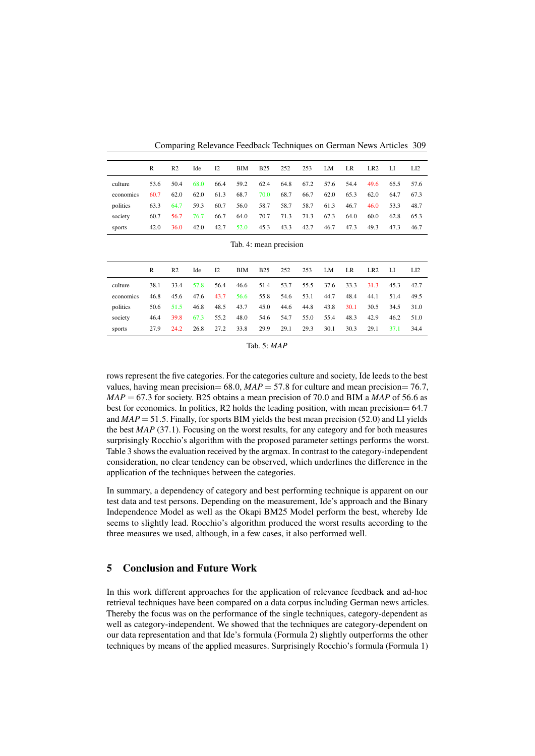| | R | R2 | Ide | I2 | BIM | B25 | 252 | 253 | LM | LR | LR2 | LI | LI2 |
|---|---|---|---|---|---|---|---|---|---|---|---|---|---|
| culture | 53.6 | 50.4 | 68.0 | 66.4 | 59.2 | 62.4 | 64.8 | 67.2 | 57.6 | 54.4 | 49.6 | 65.5 | 57.6 |
| economics | 60.7 | 62.0 | 62.0 | 61.3 | 68.7 | 70.0 | 68.7 | 66.7 | 62.0 | 65.3 | 62.0 | 64.7 | 67.3 |
| politics | 63.3 | 64.7 | 59.3 | 60.7 | 56.0 | 58.7 | 58.7 | 58.7 | 61.3 | 46.7 | 46.0 | 53.3 | 48.7 |
| society | 60.7 | 56.7 | 76.7 | 66.7 | 64.0 | 70.7 | 71.3 | 71.3 | 67.3 | 64.0 | 60.0 | 62.8 | 65.3 |
| sports | 42.0 | 36.0 | 42.0 | 42.7 | 52.0 | 45.3 | 43.3 | 42.7 | 46.7 | 47.3 | 49.3 | 47.3 | 46.7 |

Tab. 4: mean precision

| | R | R2 | Ide | I2 | BIM | B25 | 252 | 253 | LM | LR | LR2 | LI | LI2 |
|---|---|---|---|---|---|---|---|---|---|---|---|---|---|
| culture | 38.1 | 33.4 | 57.8 | 56.4 | 46.6 | 51.4 | 53.7 | 55.5 | 37.6 | 33.3 | 31.3 | 45.3 | 42.7 |
| economics | 46.8 | 45.6 | 47.6 | 43.7 | 56.6 | 55.8 | 54.6 | 53.1 | 44.7 | 48.4 | 44.1 | 51.4 | 49.5 |
| politics | 50.6 | 51.5 | 46.8 | 48.5 | 43.7 | 45.0 | 44.6 | 44.8 | 43.8 | 30.1 | 30.5 | 34.5 | 31.0 |
| society | 46.4 | 39.8 | 67.3 | 55.2 | 48.0 | 54.6 | 54.7 | 55.0 | 55.4 | 48.3 | 42.9 | 46.2 | 51.0 |
| sports | 27.9 | 24.2 | 26.8 | 27.2 | 33.8 | 29.9 | 29.1 | 29.3 | 30.1 | 30.3 | 29.1 | 37.1 | 34.4 |

Tab. 5: *MAP*

rows represent the five categories. For the categories culture and society, Ide leeds to the best values, having mean precision= 68.0, $MAP = 57.8$ for culture and mean precision= 76.7, $MAP = 67.3$ for society. B25 obtains a mean precision of 70.0 and BIM a $MAP$ of 56.6 as best for economics. In politics, R2 holds the leading position, with mean precision= 64.7 and $MAP = 51.5$. Finally, for sports BIM yields the best mean precision (52.0) and LI yields the best $MAP$ (37.1). Focusing on the worst results, for any category and for both measures surprisingly Rocchio's algorithm with the proposed parameter settings performs the worst. Table 3 shows the evaluation received by the argmax. In contrast to the category-independent consideration, no clear tendency can be observed, which underlines the difference in the application of the techniques between the categories.

In summary, a dependency of category and best performing technique is apparent on our test data and test persons. Depending on the measurement, Ide's approach and the Binary Independence Model as well as the Okapi BM25 Model perform the best, whereby Ide seems to slightly lead. Rocchio's algorithm produced the worst results according to the three measures we used, although, in a few cases, it also performed well.

## 5 Conclusion and Future Work

In this work different approaches for the application of relevance feedback and ad-hoc retrieval techniques have been compared on a data corpus including German news articles. Thereby the focus was on the performance of the single techniques, category-dependent as well as category-independent. We showed that the techniques are category-dependent on our data representation and that Ide's formula (Formula 2) slightly outperforms the other techniques by means of the applied measures. Surprisingly Rocchio's formula (Formula 1)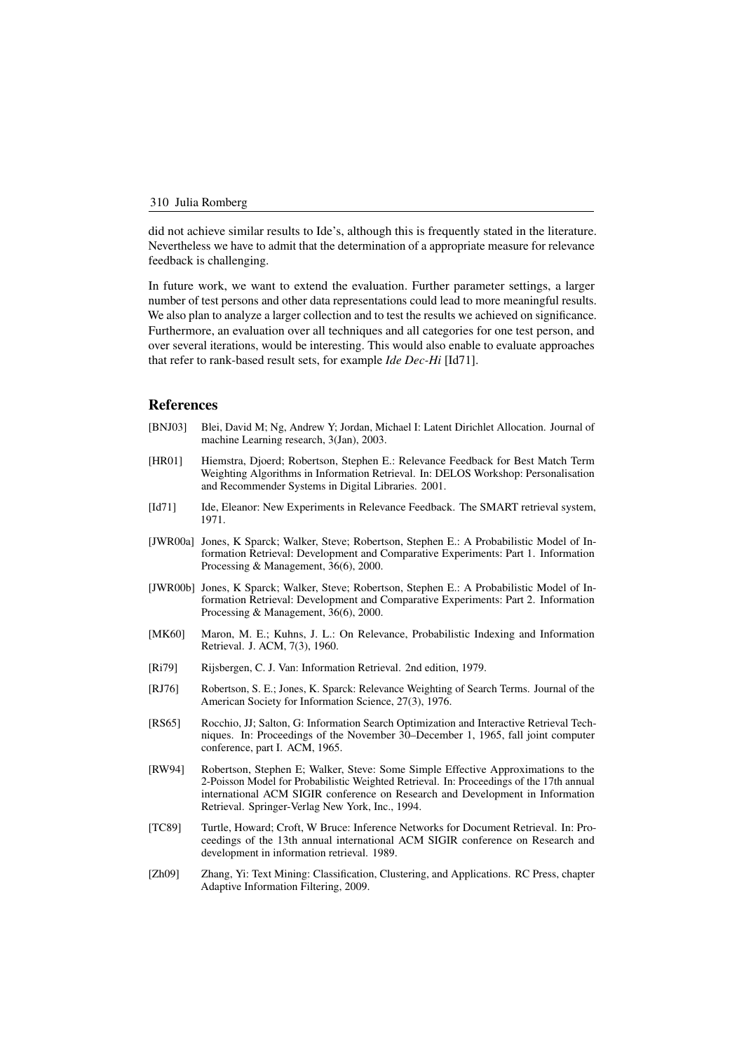did not achieve similar results to Ide's, although this is frequently stated in the literature. Nevertheless we have to admit that the determination of a appropriate measure for relevance feedback is challenging.

In future work, we want to extend the evaluation. Further parameter settings, a larger number of test persons and other data representations could lead to more meaningful results. We also plan to analyze a larger collection and to test the results we achieved on significance. Furthermore, an evaluation over all techniques and all categories for one test person, and over several iterations, would be interesting. This would also enable to evaluate approaches that refer to rank-based result sets, for example *Ide Dec-Hi* [Id71].

## References

[BNJ03] Blei, David M; Ng, Andrew Y; Jordan, Michael I: Latent Dirichlet Allocation. Journal of machine Learning research, 3(Jan), 2003.

[HR01] Hiemstra, Djoerd; Robertson, Stephen E.: Relevance Feedback for Best Match Term Weighting Algorithms in Information Retrieval. In: DELOS Workshop: Personalisation and Recommender Systems in Digital Libraries. 2001.

[Id71] Ide, Eleanor: New Experiments in Relevance Feedback. The SMART retrieval system, 1971.

[JWR00a] Jones, K Sparck; Walker, Steve; Robertson, Stephen E.: A Probabilistic Model of Information Retrieval: Development and Comparative Experiments: Part 1. Information Processing & Management, 36(6), 2000.

[JWR00b] Jones, K Sparck; Walker, Steve; Robertson, Stephen E.: A Probabilistic Model of Information Retrieval: Development and Comparative Experiments: Part 2. Information Processing & Management, 36(6), 2000.

[MK60] Maron, M. E.; Kuhns, J. L.: On Relevance, Probabilistic Indexing and Information Retrieval. J. ACM, 7(3), 1960.

[Ri79] Rijsbergen, C. J. Van: Information Retrieval. 2nd edition, 1979.

[RJ76] Robertson, S. E.; Jones, K. Sparck: Relevance Weighting of Search Terms. Journal of the American Society for Information Science, 27(3), 1976.

[RS65] Rocchio, JJ; Salton, G: Information Search Optimization and Interactive Retrieval Techniques. In: Proceedings of the November 30–December 1, 1965, fall joint computer conference, part I. ACM, 1965.

[RW94] Robertson, Stephen E; Walker, Steve: Some Simple Effective Approximations to the 2-Poisson Model for Probabilistic Weighted Retrieval. In: Proceedings of the 17th annual international ACM SIGIR conference on Research and Development in Information Retrieval. Springer-Verlag New York, Inc., 1994.

[TC89] Turtle, Howard; Croft, W Bruce: Inference Networks for Document Retrieval. In: Proceedings of the 13th annual international ACM SIGIR conference on Research and development in information retrieval. 1989.

[Zh09] Zhang, Yi: Text Mining: Classification, Clustering, and Applications. RC Press, chapter Adaptive Information Filtering, 2009.